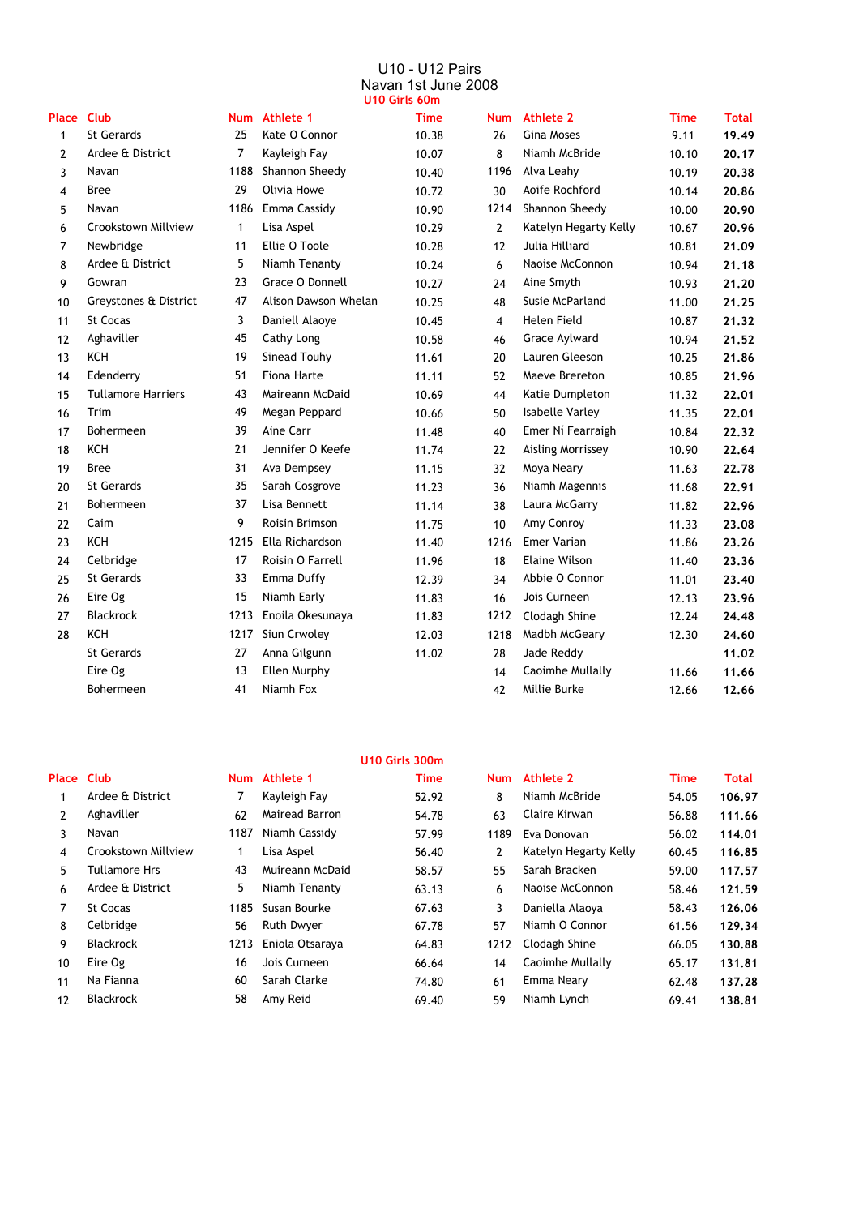# U10 - U12 Pairs

## Navan 1st June 2008

### U10 Girls 60m

| Place | Club | Num | Athlete 1 | Time | Num | Athlete 2 | Time | Total |
|---|---|---|---|---|---|---|---|---|
| 1 | St Gerards | 25 | Kate O Connor | 10.38 | 26 | Gina Moses | 9.11 | **19.49** |
| 2 | Ardee & District | 7 | Kayleigh Fay | 10.07 | 8 | Niamh McBride | 10.10 | **20.17** |
| 3 | Navan | 1188 | Shannon Sheedy | 10.40 | 1196 | Alva Leahy | 10.19 | **20.38** |
| 4 | Bree | 29 | Olivia Howe | 10.72 | 30 | Aoife Rochford | 10.14 | **20.86** |
| 5 | Navan | 1186 | Emma Cassidy | 10.90 | 1214 | Shannon Sheedy | 10.00 | **20.90** |
| 6 | Crookstown Millview | 1 | Lisa Aspel | 10.29 | 2 | Katelyn Hegarty Kelly | 10.67 | **20.96** |
| 7 | Newbridge | 11 | Ellie O Toole | 10.28 | 12 | Julia Hilliard | 10.81 | **21.09** |
| 8 | Ardee & District | 5 | Niamh Tenanty | 10.24 | 6 | Naoise McConnon | 10.94 | **21.18** |
| 9 | Gowran | 23 | Grace O Donnell | 10.27 | 24 | Aine Smyth | 10.93 | **21.20** |
| 10 | Greystones & District | 47 | Alison Dawson Whelan | 10.25 | 48 | Susie McParland | 11.00 | **21.25** |
| 11 | St Cocas | 3 | Daniell Alaoye | 10.45 | 4 | Helen Field | 10.87 | **21.32** |
| 12 | Aghaviller | 45 | Cathy Long | 10.58 | 46 | Grace Aylward | 10.94 | **21.52** |
| 13 | KCH | 19 | Sinead Touhy | 11.61 | 20 | Lauren Gleeson | 10.25 | **21.86** |
| 14 | Edenderry | 51 | Fiona Harte | 11.11 | 52 | Maeve Brereton | 10.85 | **21.96** |
| 15 | Tullamore Harriers | 43 | Maireann McDaid | 10.69 | 44 | Katie Dumpleton | 11.32 | **22.01** |
| 16 | Trim | 49 | Megan Peppard | 10.66 | 50 | Isabelle Varley | 11.35 | **22.01** |
| 17 | Bohermeen | 39 | Aine Carr | 11.48 | 40 | Emer Ní Fearraigh | 10.84 | **22.32** |
| 18 | KCH | 21 | Jennifer O Keefe | 11.74 | 22 | Aisling Morrissey | 10.90 | **22.64** |
| 19 | Bree | 31 | Ava Dempsey | 11.15 | 32 | Moya Neary | 11.63 | **22.78** |
| 20 | St Gerards | 35 | Sarah Cosgrove | 11.23 | 36 | Niamh Magennis | 11.68 | **22.91** |
| 21 | Bohermeen | 37 | Lisa Bennett | 11.14 | 38 | Laura McGarry | 11.82 | **22.96** |
| 22 | Caim | 9 | Roisin Brimson | 11.75 | 10 | Amy Conroy | 11.33 | **23.08** |
| 23 | KCH | 1215 | Ella Richardson | 11.40 | 1216 | Emer Varian | 11.86 | **23.26** |
| 24 | Celbridge | 17 | Roisin O Farrell | 11.96 | 18 | Elaine Wilson | 11.40 | **23.36** |
| 25 | St Gerards | 33 | Emma Duffy | 12.39 | 34 | Abbie O Connor | 11.01 | **23.40** |
| 26 | Eire Og | 15 | Niamh Early | 11.83 | 16 | Jois Curneen | 12.13 | **23.96** |
| 27 | Blackrock | 1213 | Enoila Okesunaya | 11.83 | 1212 | Clodagh Shine | 12.24 | **24.48** |
| 28 | KCH | 1217 | Siun Crwoley | 12.03 | 1218 | Madbh McGeary | 12.30 | **24.60** |
| | St Gerards | 27 | Anna Gilgunn | 11.02 | 28 | Jade Reddy | | **11.02** |
| | Eire Og | 13 | Ellen Murphy | | 14 | Caoimhe Mullally | 11.66 | **11.66** |
| | Bohermeen | 41 | Niamh Fox | | 42 | Millie Burke | 12.66 | **12.66** |

### U10 Girls 300m

| Place | Club | Num | Athlete 1 | Time | Num | Athlete 2 | Time | Total |
|---|---|---|---|---|---|---|---|---|
| 1 | Ardee & District | 7 | Kayleigh Fay | 52.92 | 8 | Niamh McBride | 54.05 | **106.97** |
| 2 | Aghaviller | 62 | Mairead Barron | 54.78 | 63 | Claire Kirwan | 56.88 | **111.66** |
| 3 | Navan | 1187 | Niamh Cassidy | 57.99 | 1189 | Eva Donovan | 56.02 | **114.01** |
| 4 | Crookstown Millview | 1 | Lisa Aspel | 56.40 | 2 | Katelyn Hegarty Kelly | 60.45 | **116.85** |
| 5 | Tullamore Hrs | 43 | Muireann McDaid | 58.57 | 55 | Sarah Bracken | 59.00 | **117.57** |
| 6 | Ardee & District | 5 | Niamh Tenanty | 63.13 | 6 | Naoise McConnon | 58.46 | **121.59** |
| 7 | St Cocas | 1185 | Susan Bourke | 67.63 | 3 | Daniella Alaoya | 58.43 | **126.06** |
| 8 | Celbridge | 56 | Ruth Dwyer | 67.78 | 57 | Niamh O Connor | 61.56 | **129.34** |
| 9 | Blackrock | 1213 | Eniola Otsaraya | 64.83 | 1212 | Clodagh Shine | 66.05 | **130.88** |
| 10 | Eire Og | 16 | Jois Curneen | 66.64 | 14 | Caoimhe Mullally | 65.17 | **131.81** |
| 11 | Na Fianna | 60 | Sarah Clarke | 74.80 | 61 | Emma Neary | 62.48 | **137.28** |
| 12 | Blackrock | 58 | Amy Reid | 69.40 | 59 | Niamh Lynch | 69.41 | **138.81** |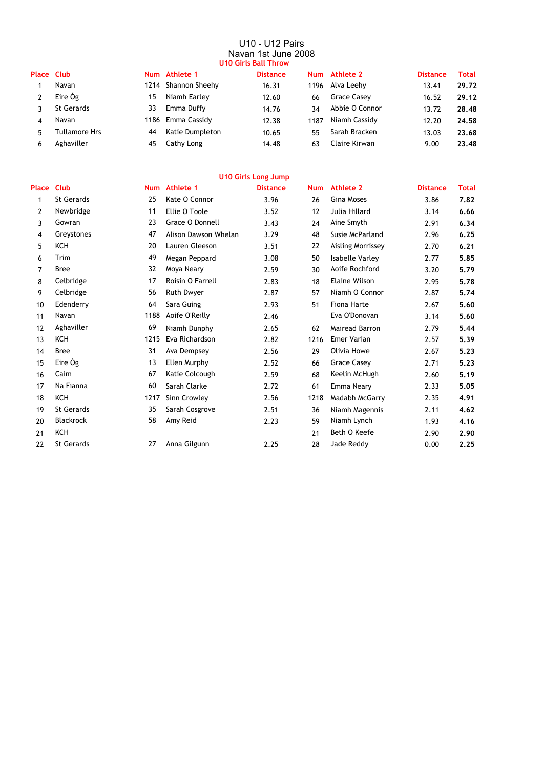# U10 - U12 Pairs
## Navan 1st June 2008

### U10 Girls Ball Throw

| Place | Club | Num | Athlete 1 | Distance | Num | Athlete 2 | Distance | Total |
|---|---|---|---|---|---|---|---|---|
| 1 | Navan | 1214 | Shannon Sheehy | 16.31 | 1196 | Alva Leehy | 13.41 | **29.72** |
| 2 | Eire Óg | 15 | Niamh Earley | 12.60 | 66 | Grace Casey | 16.52 | **29.12** |
| 3 | St Gerards | 33 | Emma Duffy | 14.76 | 34 | Abbie O Connor | 13.72 | **28.48** |
| 4 | Navan | 1186 | Emma Cassidy | 12.38 | 1187 | Niamh Cassidy | 12.20 | **24.58** |
| 5 | Tullamore Hrs | 44 | Katie Dumpleton | 10.65 | 55 | Sarah Bracken | 13.03 | **23.68** |
| 6 | Aghaviller | 45 | Cathy Long | 14.48 | 63 | Claire Kirwan | 9.00 | **23.48** |

### U10 Girls Long Jump

| Place | Club | Num | Athlete 1 | Distance | Num | Athlete 2 | Distance | Total |
|---|---|---|---|---|---|---|---|---|
| 1 | St Gerards | 25 | Kate O Connor | 3.96 | 26 | Gina Moses | 3.86 | **7.82** |
| 2 | Newbridge | 11 | Ellie O Toole | 3.52 | 12 | Julia Hillard | 3.14 | **6.66** |
| 3 | Gowran | 23 | Grace O Donnell | 3.43 | 24 | Aine Smyth | 2.91 | **6.34** |
| 4 | Greystones | 47 | Alison Dawson Whelan | 3.29 | 48 | Susie McParland | 2.96 | **6.25** |
| 5 | KCH | 20 | Lauren Gleeson | 3.51 | 22 | Aisling Morrissey | 2.70 | **6.21** |
| 6 | Trim | 49 | Megan Peppard | 3.08 | 50 | Isabelle Varley | 2.77 | **5.85** |
| 7 | Bree | 32 | Moya Neary | 2.59 | 30 | Aoife Rochford | 3.20 | **5.79** |
| 8 | Celbridge | 17 | Roisin O Farrell | 2.83 | 18 | Elaine Wilson | 2.95 | **5.78** |
| 9 | Celbridge | 56 | Ruth Dwyer | 2.87 | 57 | Niamh O Connor | 2.87 | **5.74** |
| 10 | Edenderry | 64 | Sara Guing | 2.93 | 51 | Fiona Harte | 2.67 | **5.60** |
| 11 | Navan | 1188 | Aoife O'Reilly | 2.46 | | Eva O'Donovan | 3.14 | **5.60** |
| 12 | Aghaviller | 69 | Niamh Dunphy | 2.65 | 62 | Mairead Barron | 2.79 | **5.44** |
| 13 | KCH | 1215 | Eva Richardson | 2.82 | 1216 | Emer Varian | 2.57 | **5.39** |
| 14 | Bree | 31 | Ava Dempsey | 2.56 | 29 | Olivia Howe | 2.67 | **5.23** |
| 15 | Eire Óg | 13 | Ellen Murphy | 2.52 | 66 | Grace Casey | 2.71 | **5.23** |
| 16 | Caim | 67 | Katie Colcough | 2.59 | 68 | Keelin McHugh | 2.60 | **5.19** |
| 17 | Na Fianna | 60 | Sarah Clarke | 2.72 | 61 | Emma Neary | 2.33 | **5.05** |
| 18 | KCH | 1217 | Sinn Crowley | 2.56 | 1218 | Madabh McGarry | 2.35 | **4.91** |
| 19 | St Gerards | 35 | Sarah Cosgrove | 2.51 | 36 | Niamh Magennis | 2.11 | **4.62** |
| 20 | Blackrock | 58 | Amy Reid | 2.23 | 59 | Niamh Lynch | 1.93 | **4.16** |
| 21 | KCH | | | | 21 | Beth O Keefe | 2.90 | **2.90** |
| 22 | St Gerards | 27 | Anna Gilgunn | 2.25 | 28 | Jade Reddy | 0.00 | **2.25** |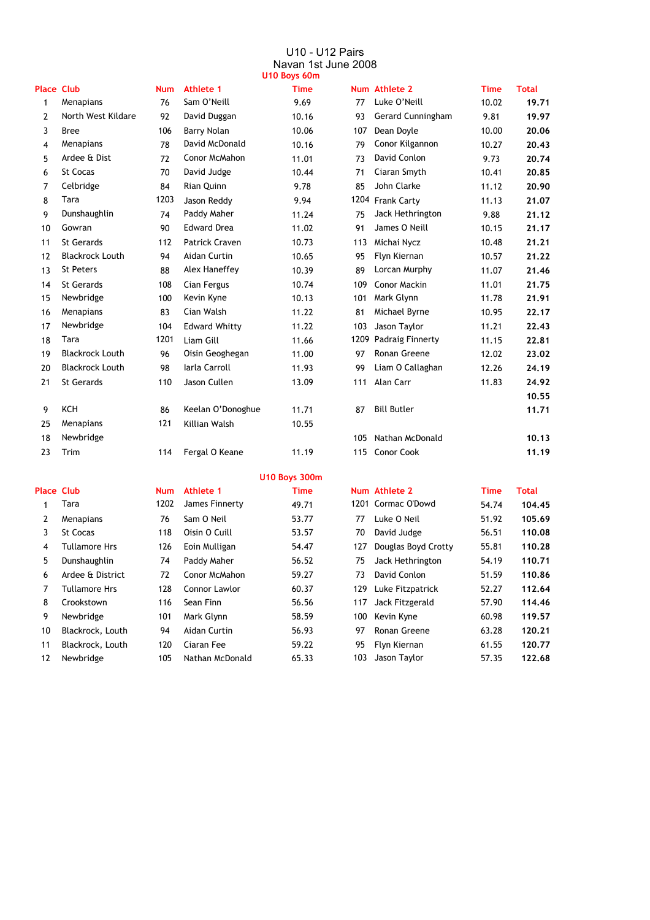# U10 - U12 Pairs

## Navan 1st June 2008

### U10 Boys 60m

| Place | Club | Num | Athlete 1 | Time | Num | Athlete 2 | Time | Total |
|---|---|---|---|---|---|---|---|---|
| 1 | Menapians | 76 | Sam O'Neill | 9.69 | 77 | Luke O'Neill | 10.02 | **19.71** |
| 2 | North West Kildare | 92 | David Duggan | 10.16 | 93 | Gerard Cunningham | 9.81 | **19.97** |
| 3 | Bree | 106 | Barry Nolan | 10.06 | 107 | Dean Doyle | 10.00 | **20.06** |
| 4 | Menapians | 78 | David McDonald | 10.16 | 79 | Conor Kilgannon | 10.27 | **20.43** |
| 5 | Ardee & Dist | 72 | Conor McMahon | 11.01 | 73 | David Conlon | 9.73 | **20.74** |
| 6 | St Cocas | 70 | David Judge | 10.44 | 71 | Ciaran Smyth | 10.41 | **20.85** |
| 7 | Celbridge | 84 | Rian Quinn | 9.78 | 85 | John Clarke | 11.12 | **20.90** |
| 8 | Tara | 1203 | Jason Reddy | 9.94 | 1204 | Frank Carty | 11.13 | **21.07** |
| 9 | Dunshaughlin | 74 | Paddy Maher | 11.24 | 75 | Jack Hethrington | 9.88 | **21.12** |
| 10 | Gowran | 90 | Edward Drea | 11.02 | 91 | James O Neill | 10.15 | **21.17** |
| 11 | St Gerards | 112 | Patrick Craven | 10.73 | 113 | Michai Nycz | 10.48 | **21.21** |
| 12 | Blackrock Louth | 94 | Aidan Curtin | 10.65 | 95 | Flyn Kiernan | 10.57 | **21.22** |
| 13 | St Peters | 88 | Alex Haneffey | 10.39 | 89 | Lorcan Murphy | 11.07 | **21.46** |
| 14 | St Gerards | 108 | Cian Fergus | 10.74 | 109 | Conor Mackin | 11.01 | **21.75** |
| 15 | Newbridge | 100 | Kevin Kyne | 10.13 | 101 | Mark Glynn | 11.78 | **21.91** |
| 16 | Menapians | 83 | Cian Walsh | 11.22 | 81 | Michael Byrne | 10.95 | **22.17** |
| 17 | Newbridge | 104 | Edward Whitty | 11.22 | 103 | Jason Taylor | 11.21 | **22.43** |
| 18 | Tara | 1201 | Liam Gill | 11.66 | 1209 | Padraig Finnerty | 11.15 | **22.81** |
| 19 | Blackrock Louth | 96 | Oisin Geoghegan | 11.00 | 97 | Ronan Greene | 12.02 | **23.02** |
| 20 | Blackrock Louth | 98 | Iarla Carroll | 11.93 | 99 | Liam O Callaghan | 12.26 | **24.19** |
| 21 | St Gerards | 110 | Jason Cullen | 13.09 | 111 | Alan Carr | 11.83 | **24.92** |
| | | | | | | | | **10.55** |
| 9 | KCH | 86 | Keelan O'Donoghue | 11.71 | 87 | Bill Butler | | **11.71** |
| 25 | Menapians | 121 | Killian Walsh | 10.55 | | | | |
| 18 | Newbridge | | | | 105 | Nathan McDonald | | **10.13** |
| 23 | Trim | 114 | Fergal O Keane | 11.19 | 115 | Conor Cook | | **11.19** |

### U10 Boys 300m

| Place | Club | Num | Athlete 1 | Time | Num | Athlete 2 | Time | Total |
|---|---|---|---|---|---|---|---|---|
| 1 | Tara | 1202 | James Finnerty | 49.71 | 1201 | Cormac O'Dowd | 54.74 | **104.45** |
| 2 | Menapians | 76 | Sam O Neil | 53.77 | 77 | Luke O Neil | 51.92 | **105.69** |
| 3 | St Cocas | 118 | Oisin O Cuill | 53.57 | 70 | David Judge | 56.51 | **110.08** |
| 4 | Tullamore Hrs | 126 | Eoin Mulligan | 54.47 | 127 | Douglas Boyd Crotty | 55.81 | **110.28** |
| 5 | Dunshaughlin | 74 | Paddy Maher | 56.52 | 75 | Jack Hethrington | 54.19 | **110.71** |
| 6 | Ardee & District | 72 | Conor McMahon | 59.27 | 73 | David Conlon | 51.59 | **110.86** |
| 7 | Tullamore Hrs | 128 | Connor Lawlor | 60.37 | 129 | Luke Fitzpatrick | 52.27 | **112.64** |
| 8 | Crookstown | 116 | Sean Finn | 56.56 | 117 | Jack Fitzgerald | 57.90 | **114.46** |
| 9 | Newbridge | 101 | Mark Glynn | 58.59 | 100 | Kevin Kyne | 60.98 | **119.57** |
| 10 | Blackrock, Louth | 94 | Aidan Curtin | 56.93 | 97 | Ronan Greene | 63.28 | **120.21** |
| 11 | Blackrock, Louth | 120 | Ciaran Fee | 59.22 | 95 | Flyn Kiernan | 61.55 | **120.77** |
| 12 | Newbridge | 105 | Nathan McDonald | 65.33 | 103 | Jason Taylor | 57.35 | **122.68** |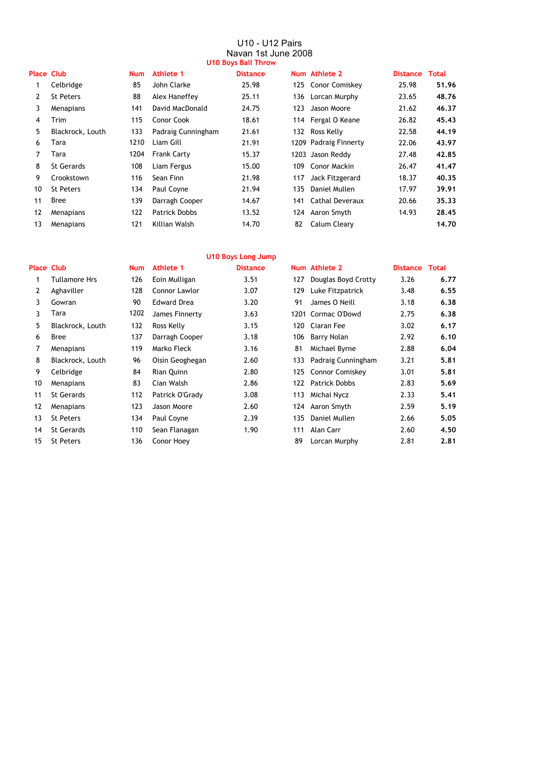# U10 - U12 Pairs

## Navan 1st June 2008

### U10 Boys Ball Throw

| Place | Club | Num | Athlete 1 | Distance | Num | Athlete 2 | Distance | Total |
|---|---|---|---|---|---|---|---|---|
| 1 | Celbridge | 85 | John Clarke | 25.98 | 125 | Conor Comiskey | 25.98 | **51.96** |
| 2 | St Peters | 88 | Alex Haneffey | 25.11 | 136 | Lorcan Murphy | 23.65 | **48.76** |
| 3 | Menapians | 141 | David MacDonald | 24.75 | 123 | Jason Moore | 21.62 | **46.37** |
| 4 | Trim | 115 | Conor Cook | 18.61 | 114 | Fergal O Keane | 26.82 | **45.43** |
| 5 | Blackrock, Louth | 133 | Padraig Cunningham | 21.61 | 132 | Ross Kelly | 22.58 | **44.19** |
| 6 | Tara | 1210 | Liam Gill | 21.91 | 1209 | Padraig Finnerty | 22.06 | **43.97** |
| 7 | Tara | 1204 | Frank Carty | 15.37 | 1203 | Jason Reddy | 27.48 | **42.85** |
| 8 | St Gerards | 108 | Liam Fergus | 15.00 | 109 | Conor Mackin | 26.47 | **41.47** |
| 9 | Crookstown | 116 | Sean Finn | 21.98 | 117 | Jack Fitzgerard | 18.37 | **40.35** |
| 10 | St Peters | 134 | Paul Coyne | 21.94 | 135 | Daniel Mullen | 17.97 | **39.91** |
| 11 | Bree | 139 | Darragh Cooper | 14.67 | 141 | Cathal Deveraux | 20.66 | **35.33** |
| 12 | Menapians | 122 | Patrick Dobbs | 13.52 | 124 | Aaron Smyth | 14.93 | **28.45** |
| 13 | Menapians | 121 | Killian Walsh | 14.70 | 82 | Calum Cleary | | **14.70** |

### U10 Boys Long Jump

| Place | Club | Num | Athlete 1 | Distance | Num | Athlete 2 | Distance | Total |
|---|---|---|---|---|---|---|---|---|
| 1 | Tullamore Hrs | 126 | Eoin Mulligan | 3.51 | 127 | Douglas Boyd Crotty | 3.26 | **6.77** |
| 2 | Aghaviller | 128 | Connor Lawlor | 3.07 | 129 | Luke Fitzpatrick | 3.48 | **6.55** |
| 3 | Gowran | 90 | Edward Drea | 3.20 | 91 | James O Neill | 3.18 | **6.38** |
| 3 | Tara | 1202 | James Finnerty | 3.63 | 1201 | Cormac O'Dowd | 2.75 | **6.38** |
| 5 | Blackrock, Louth | 132 | Ross Kelly | 3.15 | 120 | Ciaran Fee | 3.02 | **6.17** |
| 6 | Bree | 137 | Darragh Cooper | 3.18 | 106 | Barry Nolan | 2.92 | **6.10** |
| 7 | Menapians | 119 | Marko Fleck | 3.16 | 81 | Michael Byrne | 2.88 | **6.04** |
| 8 | Blackrock, Louth | 96 | Oisin Geoghegan | 2.60 | 133 | Padraig Cunningham | 3.21 | **5.81** |
| 9 | Celbridge | 84 | Rian Quinn | 2.80 | 125 | Connor Comiskey | 3.01 | **5.81** |
| 10 | Menapians | 83 | Cian Walsh | 2.86 | 122 | Patrick Dobbs | 2.83 | **5.69** |
| 11 | St Gerards | 112 | Patrick O'Grady | 3.08 | 113 | Michai Nycz | 2.33 | **5.41** |
| 12 | Menapians | 123 | Jason Moore | 2.60 | 124 | Aaron Smyth | 2.59 | **5.19** |
| 13 | St Peters | 134 | Paul Coyne | 2.39 | 135 | Daniel Mullen | 2.66 | **5.05** |
| 14 | St Gerards | 110 | Sean Flanagan | 1.90 | 111 | Alan Carr | 2.60 | **4.50** |
| 15 | St Peters | 136 | Conor Hoey | | 89 | Lorcan Murphy | 2.81 | **2.81** |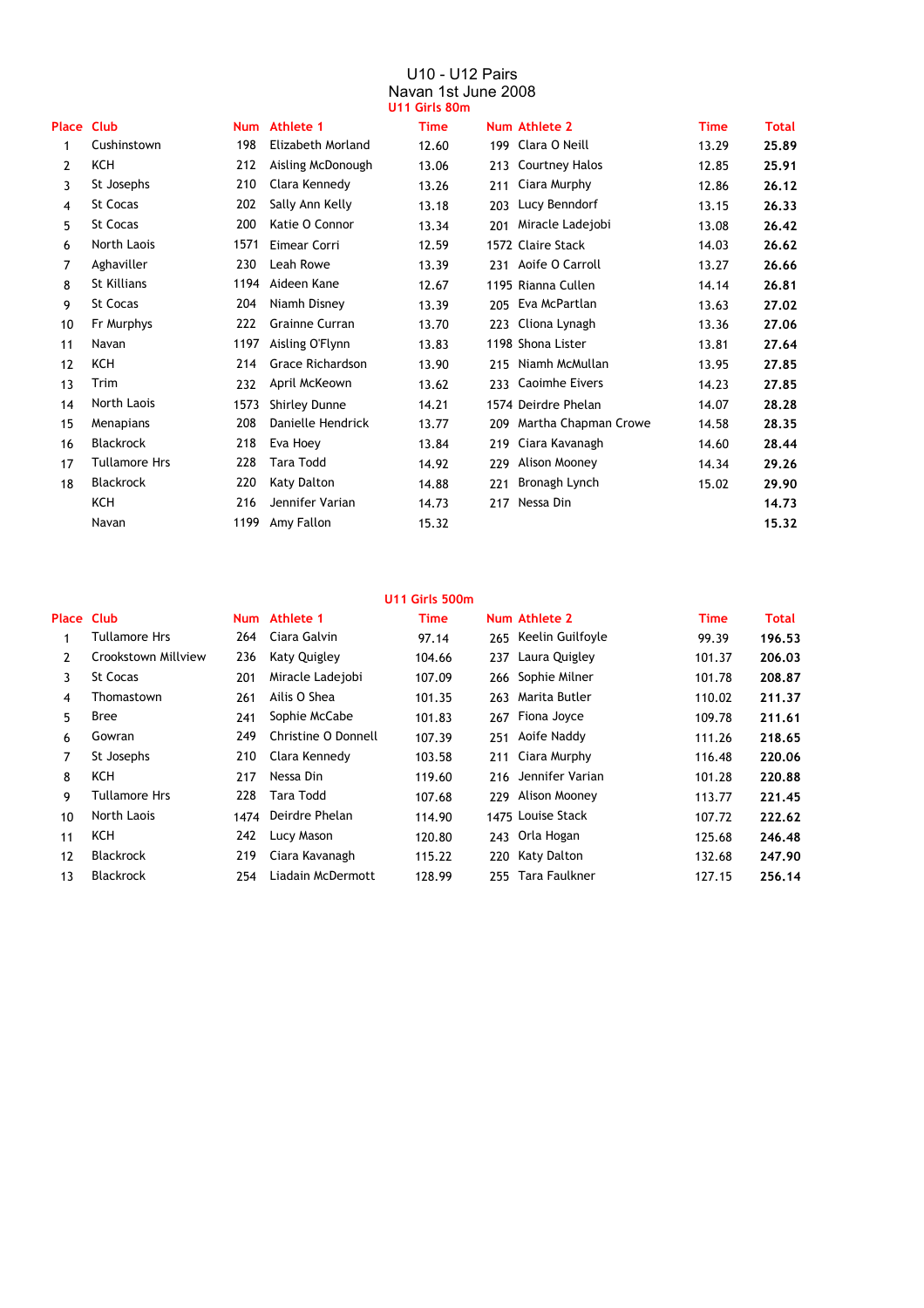# U10 - U12 Pairs

## Navan 1st June 2008

### U11 Girls 80m

| Place | Club | Num | Athlete 1 | Time | Num | Athlete 2 | Time | Total |
|---|---|---|---|---|---|---|---|---|
| 1 | Cushinstown | 198 | Elizabeth Morland | 12.60 | 199 | Clara O Neill | 13.29 | 25.89 |
| 2 | KCH | 212 | Aisling McDonough | 13.06 | 213 | Courtney Halos | 12.85 | 25.91 |
| 3 | St Josephs | 210 | Clara Kennedy | 13.26 | 211 | Ciara Murphy | 12.86 | 26.12 |
| 4 | St Cocas | 202 | Sally Ann Kelly | 13.18 | 203 | Lucy Benndorf | 13.15 | 26.33 |
| 5 | St Cocas | 200 | Katie O Connor | 13.34 | 201 | Miracle Ladejobi | 13.08 | 26.42 |
| 6 | North Laois | 1571 | Eimear Corri | 12.59 | 1572 | Claire Stack | 14.03 | 26.62 |
| 7 | Aghaviller | 230 | Leah Rowe | 13.39 | 231 | Aoife O Carroll | 13.27 | 26.66 |
| 8 | St Killians | 1194 | Aideen Kane | 12.67 | 1195 | Rianna Cullen | 14.14 | 26.81 |
| 9 | St Cocas | 204 | Niamh Disney | 13.39 | 205 | Eva McPartlan | 13.63 | 27.02 |
| 10 | Fr Murphys | 222 | Grainne Curran | 13.70 | 223 | Cliona Lynagh | 13.36 | 27.06 |
| 11 | Navan | 1197 | Aisling O'Flynn | 13.83 | 1198 | Shona Lister | 13.81 | 27.64 |
| 12 | KCH | 214 | Grace Richardson | 13.90 | 215 | Niamh McMullan | 13.95 | 27.85 |
| 13 | Trim | 232 | April McKeown | 13.62 | 233 | Caoimhe Eivers | 14.23 | 27.85 |
| 14 | North Laois | 1573 | Shirley Dunne | 14.21 | 1574 | Deirdre Phelan | 14.07 | 28.28 |
| 15 | Menapians | 208 | Danielle Hendrick | 13.77 | 209 | Martha Chapman Crowe | 14.58 | 28.35 |
| 16 | Blackrock | 218 | Eva Hoey | 13.84 | 219 | Ciara Kavanagh | 14.60 | 28.44 |
| 17 | Tullamore Hrs | 228 | Tara Todd | 14.92 | 229 | Alison Mooney | 14.34 | 29.26 |
| 18 | Blackrock | 220 | Katy Dalton | 14.88 | 221 | Bronagh Lynch | 15.02 | 29.90 |
| | KCH | 216 | Jennifer Varian | 14.73 | 217 | Nessa Din | | 14.73 |
| | Navan | 1199 | Amy Fallon | 15.32 | | | | 15.32 |

### U11 Girls 500m

| Place | Club | Num | Athlete 1 | Time | Num | Athlete 2 | Time | Total |
|---|---|---|---|---|---|---|---|---|
| 1 | Tullamore Hrs | 264 | Ciara Galvin | 97.14 | 265 | Keelin Guilfoyle | 99.39 | 196.53 |
| 2 | Crookstown Millview | 236 | Katy Quigley | 104.66 | 237 | Laura Quigley | 101.37 | 206.03 |
| 3 | St Cocas | 201 | Miracle Ladejobi | 107.09 | 266 | Sophie Milner | 101.78 | 208.87 |
| 4 | Thomastown | 261 | Ailis O Shea | 101.35 | 263 | Marita Butler | 110.02 | 211.37 |
| 5 | Bree | 241 | Sophie McCabe | 101.83 | 267 | Fiona Joyce | 109.78 | 211.61 |
| 6 | Gowran | 249 | Christine O Donnell | 107.39 | 251 | Aoife Naddy | 111.26 | 218.65 |
| 7 | St Josephs | 210 | Clara Kennedy | 103.58 | 211 | Ciara Murphy | 116.48 | 220.06 |
| 8 | KCH | 217 | Nessa Din | 119.60 | 216 | Jennifer Varian | 101.28 | 220.88 |
| 9 | Tullamore Hrs | 228 | Tara Todd | 107.68 | 229 | Alison Mooney | 113.77 | 221.45 |
| 10 | North Laois | 1474 | Deirdre Phelan | 114.90 | 1475 | Louise Stack | 107.72 | 222.62 |
| 11 | KCH | 242 | Lucy Mason | 120.80 | 243 | Orla Hogan | 125.68 | 246.48 |
| 12 | Blackrock | 219 | Ciara Kavanagh | 115.22 | 220 | Katy Dalton | 132.68 | 247.90 |
| 13 | Blackrock | 254 | Liadain McDermott | 128.99 | 255 | Tara Faulkner | 127.15 | 256.14 |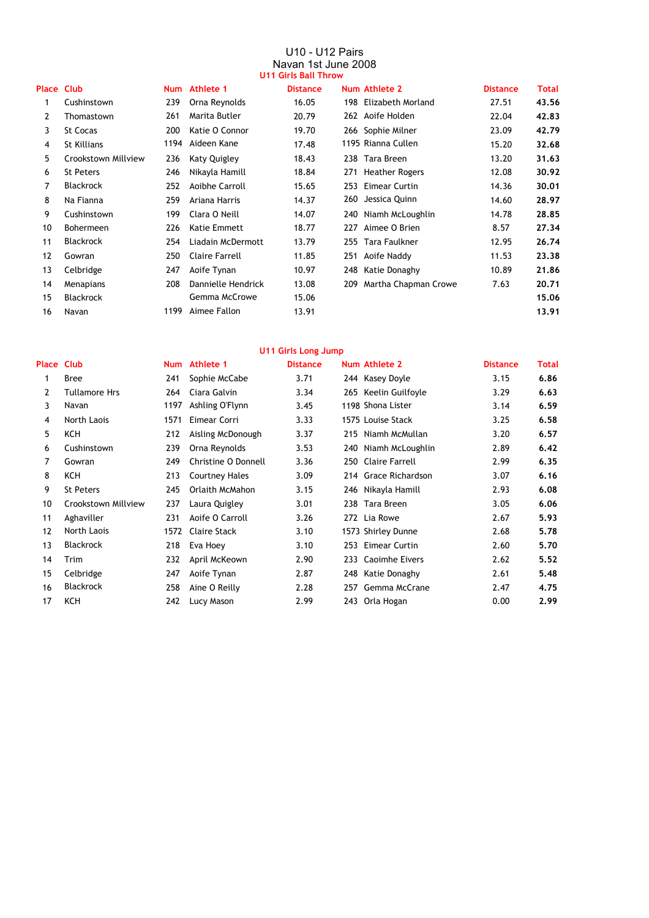# U10 - U12 Pairs

## Navan 1st June 2008

### U11 Girls Ball Throw

| Place | Club | Num | Athlete 1 | Distance | Num | Athlete 2 | Distance | Total |
|---|---|---|---|---|---|---|---|---|
| 1 | Cushinstown | 239 | Orna Reynolds | 16.05 | 198 | Elizabeth Morland | 27.51 | **43.56** |
| 2 | Thomastown | 261 | Marita Butler | 20.79 | 262 | Aoife Holden | 22.04 | **42.83** |
| 3 | St Cocas | 200 | Katie O Connor | 19.70 | 266 | Sophie Milner | 23.09 | **42.79** |
| 4 | St Killians | 1194 | Aideen Kane | 17.48 | 1195 | Rianna Cullen | 15.20 | **32.68** |
| 5 | Crookstown Millview | 236 | Katy Quigley | 18.43 | 238 | Tara Breen | 13.20 | **31.63** |
| 6 | St Peters | 246 | Nikayla Hamill | 18.84 | 271 | Heather Rogers | 12.08 | **30.92** |
| 7 | Blackrock | 252 | Aoibhe Carroll | 15.65 | 253 | Eimear Curtin | 14.36 | **30.01** |
| 8 | Na Fianna | 259 | Ariana Harris | 14.37 | 260 | Jessica Quinn | 14.60 | **28.97** |
| 9 | Cushinstown | 199 | Clara O Neill | 14.07 | 240 | Niamh McLoughlin | 14.78 | **28.85** |
| 10 | Bohermeen | 226 | Katie Emmett | 18.77 | 227 | Aimee O Brien | 8.57 | **27.34** |
| 11 | Blackrock | 254 | Liadain McDermott | 13.79 | 255 | Tara Faulkner | 12.95 | **26.74** |
| 12 | Gowran | 250 | Claire Farrell | 11.85 | 251 | Aoife Naddy | 11.53 | **23.38** |
| 13 | Celbridge | 247 | Aoife Tynan | 10.97 | 248 | Katie Donaghy | 10.89 | **21.86** |
| 14 | Menapians | 208 | Dannielle Hendrick | 13.08 | 209 | Martha Chapman Crowe | 7.63 | **20.71** |
| 15 | Blackrock | | Gemma McCrowe | 15.06 | | | | **15.06** |
| 16 | Navan | 1199 | Aimee Fallon | 13.91 | | | | **13.91** |

### U11 Girls Long Jump

| Place | Club | Num | Athlete 1 | Distance | Num | Athlete 2 | Distance | Total |
|---|---|---|---|---|---|---|---|---|
| 1 | Bree | 241 | Sophie McCabe | 3.71 | 244 | Kasey Doyle | 3.15 | **6.86** |
| 2 | Tullamore Hrs | 264 | Ciara Galvin | 3.34 | 265 | Keelin Guilfoyle | 3.29 | **6.63** |
| 3 | Navan | 1197 | Ashling O'Flynn | 3.45 | 1198 | Shona Lister | 3.14 | **6.59** |
| 4 | North Laois | 1571 | Eimear Corri | 3.33 | 1575 | Louise Stack | 3.25 | **6.58** |
| 5 | KCH | 212 | Aisling McDonough | 3.37 | 215 | Niamh McMullan | 3.20 | **6.57** |
| 6 | Cushinstown | 239 | Orna Reynolds | 3.53 | 240 | Niamh McLoughlin | 2.89 | **6.42** |
| 7 | Gowran | 249 | Christine O Donnell | 3.36 | 250 | Claire Farrell | 2.99 | **6.35** |
| 8 | KCH | 213 | Courtney Hales | 3.09 | 214 | Grace Richardson | 3.07 | **6.16** |
| 9 | St Peters | 245 | Orlaith McMahon | 3.15 | 246 | Nikayla Hamill | 2.93 | **6.08** |
| 10 | Crookstown Millview | 237 | Laura Quigley | 3.01 | 238 | Tara Breen | 3.05 | **6.06** |
| 11 | Aghaviller | 231 | Aoife O Carroll | 3.26 | 272 | Lia Rowe | 2.67 | **5.93** |
| 12 | North Laois | 1572 | Claire Stack | 3.10 | 1573 | Shirley Dunne | 2.68 | **5.78** |
| 13 | Blackrock | 218 | Eva Hoey | 3.10 | 253 | Eimear Curtin | 2.60 | **5.70** |
| 14 | Trim | 232 | April McKeown | 2.90 | 233 | Caoimhe Eivers | 2.62 | **5.52** |
| 15 | Celbridge | 247 | Aoife Tynan | 2.87 | 248 | Katie Donaghy | 2.61 | **5.48** |
| 16 | Blackrock | 258 | Aine O Reilly | 2.28 | 257 | Gemma McCrane | 2.47 | **4.75** |
| 17 | KCH | 242 | Lucy Mason | 2.99 | 243 | Orla Hogan | 0.00 | **2.99** |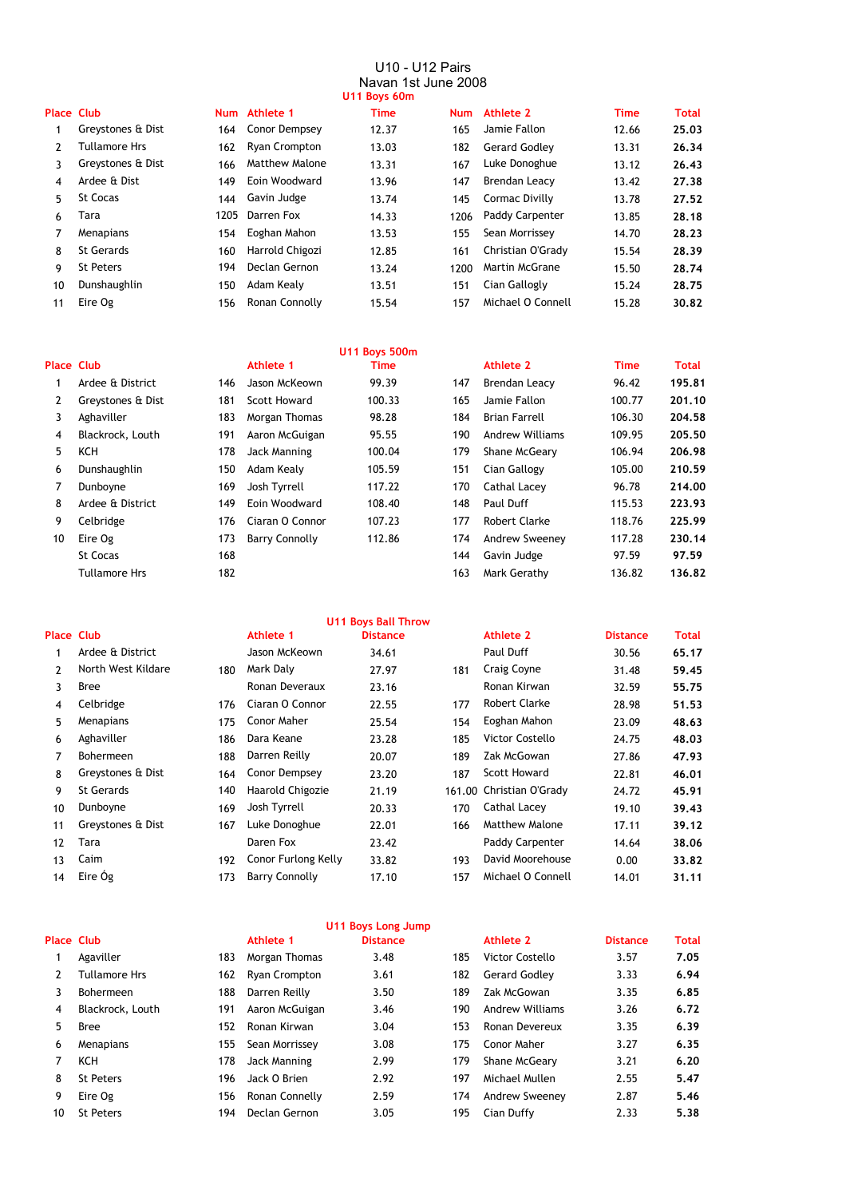# U10 - U12 Pairs

## Navan 1st June 2008

### U11 Boys 60m

| Place | Club | Num | Athlete 1 | Time | Num | Athlete 2 | Time | Total |
|---|---|---|---|---|---|---|---|---|
| 1 | Greystones & Dist | 164 | Conor Dempsey | 12.37 | 165 | Jamie Fallon | 12.66 | **25.03** |
| 2 | Tullamore Hrs | 162 | Ryan Crompton | 13.03 | 182 | Gerard Godley | 13.31 | **26.34** |
| 3 | Greystones & Dist | 166 | Matthew Malone | 13.31 | 167 | Luke Donoghue | 13.12 | **26.43** |
| 4 | Ardee & Dist | 149 | Eoin Woodward | 13.96 | 147 | Brendan Leacy | 13.42 | **27.38** |
| 5 | St Cocas | 144 | Gavin Judge | 13.74 | 145 | Cormac Divilly | 13.78 | **27.52** |
| 6 | Tara | 1205 | Darren Fox | 14.33 | 1206 | Paddy Carpenter | 13.85 | **28.18** |
| 7 | Menapians | 154 | Eoghan Mahon | 13.53 | 155 | Sean Morrissey | 14.70 | **28.23** |
| 8 | St Gerards | 160 | Harrold Chigozi | 12.85 | 161 | Christian O'Grady | 15.54 | **28.39** |
| 9 | St Peters | 194 | Declan Gernon | 13.24 | 1200 | Martin McGrane | 15.50 | **28.74** |
| 10 | Dunshaughlin | 150 | Adam Kealy | 13.51 | 151 | Cian Gallogly | 15.24 | **28.75** |
| 11 | Eire Og | 156 | Ronan Connolly | 15.54 | 157 | Michael O Connell | 15.28 | **30.82** |

### U11 Boys 500m

| Place | Club | | Athlete 1 | Time | | Athlete 2 | Time | Total |
|---|---|---|---|---|---|---|---|---|
| 1 | Ardee & District | 146 | Jason McKeown | 99.39 | 147 | Brendan Leacy | 96.42 | **195.81** |
| 2 | Greystones & Dist | 181 | Scott Howard | 100.33 | 165 | Jamie Fallon | 100.77 | **201.10** |
| 3 | Aghaviller | 183 | Morgan Thomas | 98.28 | 184 | Brian Farrell | 106.30 | **204.58** |
| 4 | Blackrock, Louth | 191 | Aaron McGuigan | 95.55 | 190 | Andrew Williams | 109.95 | **205.50** |
| 5 | KCH | 178 | Jack Manning | 100.04 | 179 | Shane McGeary | 106.94 | **206.98** |
| 6 | Dunshaughlin | 150 | Adam Kealy | 105.59 | 151 | Cian Gallogy | 105.00 | **210.59** |
| 7 | Dunboyne | 169 | Josh Tyrrell | 117.22 | 170 | Cathal Lacey | 96.78 | **214.00** |
| 8 | Ardee & District | 149 | Eoin Woodward | 108.40 | 148 | Paul Duff | 115.53 | **223.93** |
| 9 | Celbridge | 176 | Ciaran O Connor | 107.23 | 177 | Robert Clarke | 118.76 | **225.99** |
| 10 | Eire Og | 173 | Barry Connolly | 112.86 | 174 | Andrew Sweeney | 117.28 | **230.14** |
| | St Cocas | 168 | | | 144 | Gavin Judge | 97.59 | **97.59** |
| | Tullamore Hrs | 182 | | | 163 | Mark Gerathy | 136.82 | **136.82** |

### U11 Boys Ball Throw

| Place | Club | | Athlete 1 | Distance | | Athlete 2 | Distance | Total |
|---|---|---|---|---|---|---|---|---|
| 1 | Ardee & District | | Jason McKeown | 34.61 | | Paul Duff | 30.56 | **65.17** |
| 2 | North West Kildare | 180 | Mark Daly | 27.97 | 181 | Craig Coyne | 31.48 | **59.45** |
| 3 | Bree | | Ronan Deveraux | 23.16 | | Ronan Kirwan | 32.59 | **55.75** |
| 4 | Celbridge | 176 | Ciaran O Connor | 22.55 | 177 | Robert Clarke | 28.98 | **51.53** |
| 5 | Menapians | 175 | Conor Maher | 25.54 | 154 | Eoghan Mahon | 23.09 | **48.63** |
| 6 | Aghaviller | 186 | Dara Keane | 23.28 | 185 | Victor Costello | 24.75 | **48.03** |
| 7 | Bohermeen | 188 | Darren Reilly | 20.07 | 189 | Zak McGowan | 27.86 | **47.93** |
| 8 | Greystones & Dist | 164 | Conor Dempsey | 23.20 | 187 | Scott Howard | 22.81 | **46.01** |
| 9 | St Gerards | 140 | Haarold Chigozie | 21.19 | 161.00 | Christian O'Grady | 24.72 | **45.91** |
| 10 | Dunboyne | 169 | Josh Tyrrell | 20.33 | 170 | Cathal Lacey | 19.10 | **39.43** |
| 11 | Greystones & Dist | 167 | Luke Donoghue | 22.01 | 166 | Matthew Malone | 17.11 | **39.12** |
| 12 | Tara | | Daren Fox | 23.42 | | Paddy Carpenter | 14.64 | **38.06** |
| 13 | Caim | 192 | Conor Furlong Kelly | 33.82 | 193 | David Moorehouse | 0.00 | **33.82** |
| 14 | Eire Óg | 173 | Barry Connolly | 17.10 | 157 | Michael O Connell | 14.01 | **31.11** |

### U11 Boys Long Jump

| Place | Club | | Athlete 1 | Distance | | Athlete 2 | Distance | Total |
|---|---|---|---|---|---|---|---|---|
| 1 | Agaviller | 183 | Morgan Thomas | 3.48 | 185 | Victor Costello | 3.57 | **7.05** |
| 2 | Tullamore Hrs | 162 | Ryan Crompton | 3.61 | 182 | Gerard Godley | 3.33 | **6.94** |
| 3 | Bohermeen | 188 | Darren Reilly | 3.50 | 189 | Zak McGowan | 3.35 | **6.85** |
| 4 | Blackrock, Louth | 191 | Aaron McGuigan | 3.46 | 190 | Andrew Williams | 3.26 | **6.72** |
| 5 | Bree | 152 | Ronan Kirwan | 3.04 | 153 | Ronan Devereux | 3.35 | **6.39** |
| 6 | Menapians | 155 | Sean Morrissey | 3.08 | 175 | Conor Maher | 3.27 | **6.35** |
| 7 | KCH | 178 | Jack Manning | 2.99 | 179 | Shane McGeary | 3.21 | **6.20** |
| 8 | St Peters | 196 | Jack O Brien | 2.92 | 197 | Michael Mullen | 2.55 | **5.47** |
| 9 | Eire Og | 156 | Ronan Connelly | 2.59 | 174 | Andrew Sweeney | 2.87 | **5.46** |
| 10 | St Peters | 194 | Declan Gernon | 3.05 | 195 | Cian Duffy | 2.33 | **5.38** |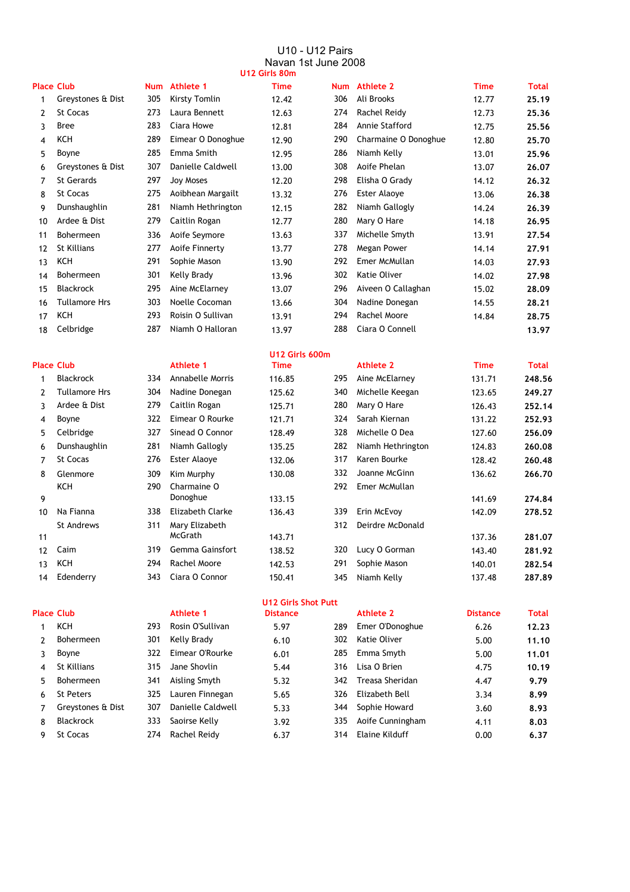# U10 - U12 Pairs

## Navan 1st June 2008

### U12 Girls 80m

| Place | Club | Num | Athlete 1 | Time | Num | Athlete 2 | Time | Total |
|---|---|---|---|---|---|---|---|---|
| 1 | Greystones & Dist | 305 | Kirsty Tomlin | 12.42 | 306 | Ali Brooks | 12.77 | 25.19 |
| 2 | St Cocas | 273 | Laura Bennett | 12.63 | 274 | Rachel Reidy | 12.73 | 25.36 |
| 3 | Bree | 283 | Ciara Howe | 12.81 | 284 | Annie Stafford | 12.75 | 25.56 |
| 4 | KCH | 289 | Eimear O Donoghue | 12.90 | 290 | Charmaine O Donoghue | 12.80 | 25.70 |
| 5 | Boyne | 285 | Emma Smith | 12.95 | 286 | Niamh Kelly | 13.01 | 25.96 |
| 6 | Greystones & Dist | 307 | Danielle Caldwell | 13.00 | 308 | Aoife Phelan | 13.07 | 26.07 |
| 7 | St Gerards | 297 | Joy Moses | 12.20 | 298 | Elisha O Grady | 14.12 | 26.32 |
| 8 | St Cocas | 275 | Aoibhean Margailt | 13.32 | 276 | Ester Alaoye | 13.06 | 26.38 |
| 9 | Dunshaughlin | 281 | Niamh Hethrington | 12.15 | 282 | Niamh Gallogly | 14.24 | 26.39 |
| 10 | Ardee & Dist | 279 | Caitlin Rogan | 12.77 | 280 | Mary O Hare | 14.18 | 26.95 |
| 11 | Bohermeen | 336 | Aoife Seymore | 13.63 | 337 | Michelle Smyth | 13.91 | 27.54 |
| 12 | St Killians | 277 | Aoife Finnerty | 13.77 | 278 | Megan Power | 14.14 | 27.91 |
| 13 | KCH | 291 | Sophie Mason | 13.90 | 292 | Emer McMullan | 14.03 | 27.93 |
| 14 | Bohermeen | 301 | Kelly Brady | 13.96 | 302 | Katie Oliver | 14.02 | 27.98 |
| 15 | Blackrock | 295 | Aine McElarney | 13.07 | 296 | Aiveen O Callaghan | 15.02 | 28.09 |
| 16 | Tullamore Hrs | 303 | Noelle Cocoman | 13.66 | 304 | Nadine Donegan | 14.55 | 28.21 |
| 17 | KCH | 293 | Roisin O Sullivan | 13.91 | 294 | Rachel Moore | 14.84 | 28.75 |
| 18 | Celbridge | 287 | Niamh O Halloran | 13.97 | 288 | Ciara O Connell | | 13.97 |

### U12 Girls 600m

| Place | Club | Num | Athlete 1 | Time | Num | Athlete 2 | Time | Total |
|---|---|---|---|---|---|---|---|---|
| 1 | Blackrock | 334 | Annabelle Morris | 116.85 | 295 | Aine McElarney | 131.71 | 248.56 |
| 2 | Tullamore Hrs | 304 | Nadine Donegan | 125.62 | 340 | Michelle Keegan | 123.65 | 249.27 |
| 3 | Ardee & Dist | 279 | Caitlin Rogan | 125.71 | 280 | Mary O Hare | 126.43 | 252.14 |
| 4 | Boyne | 322 | Eimear O Rourke | 121.71 | 324 | Sarah Kiernan | 131.22 | 252.93 |
| 5 | Celbridge | 327 | Sinead O Connor | 128.49 | 328 | Michelle O Dea | 127.60 | 256.09 |
| 6 | Dunshaughlin | 281 | Niamh Gallogly | 135.25 | 282 | Niamh Hethrington | 124.83 | 260.08 |
| 7 | St Cocas | 276 | Ester Alaoye | 132.06 | 317 | Karen Bourke | 128.42 | 260.48 |
| 8 | Glenmore | 309 | Kim Murphy | 130.08 | 332 | Joanne McGinn | 136.62 | 266.70 |
| 9 | KCH | 290 | Charmaine O Donoghue | 133.15 | 292 | Emer McMullan | 141.69 | 274.84 |
| 10 | Na Fianna | 338 | Elizabeth Clarke | 136.43 | 339 | Erin McEvoy | 142.09 | 278.52 |
| 11 | St Andrews | 311 | Mary Elizabeth McGrath | 143.71 | 312 | Deirdre McDonald | 137.36 | 281.07 |
| 12 | Caim | 319 | Gemma Gainsfort | 138.52 | 320 | Lucy O Gorman | 143.40 | 281.92 |
| 13 | KCH | 294 | Rachel Moore | 142.53 | 291 | Sophie Mason | 140.01 | 282.54 |
| 14 | Edenderry | 343 | Ciara O Connor | 150.41 | 345 | Niamh Kelly | 137.48 | 287.89 |

### U12 Girls Shot Putt

| Place | Club | Num | Athlete 1 | Distance | Num | Athlete 2 | Distance | Total |
|---|---|---|---|---|---|---|---|---|
| 1 | KCH | 293 | Rosin O'Sullivan | 5.97 | 289 | Emer O'Donoghue | 6.26 | 12.23 |
| 2 | Bohermeen | 301 | Kelly Brady | 6.10 | 302 | Katie Oliver | 5.00 | 11.10 |
| 3 | Boyne | 322 | Eimear O'Rourke | 6.01 | 285 | Emma Smyth | 5.00 | 11.01 |
| 4 | St Killians | 315 | Jane Shovlin | 5.44 | 316 | Lisa O Brien | 4.75 | 10.19 |
| 5 | Bohermeen | 341 | Aisling Smyth | 5.32 | 342 | Treasa Sheridan | 4.47 | 9.79 |
| 6 | St Peters | 325 | Lauren Finnegan | 5.65 | 326 | Elizabeth Bell | 3.34 | 8.99 |
| 7 | Greystones & Dist | 307 | Danielle Caldwell | 5.33 | 344 | Sophie Howard | 3.60 | 8.93 |
| 8 | Blackrock | 333 | Saoirse Kelly | 3.92 | 335 | Aoife Cunningham | 4.11 | 8.03 |
| 9 | St Cocas | 274 | Rachel Reidy | 6.37 | 314 | Elaine Kilduff | 0.00 | 6.37 |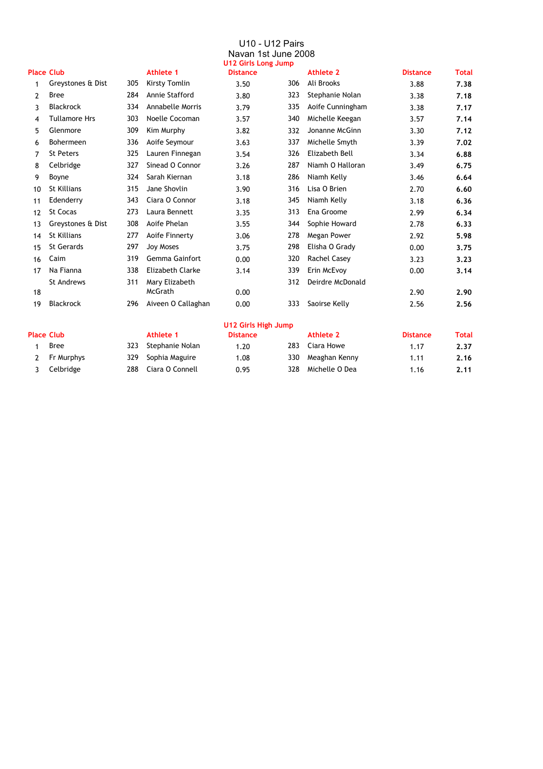# U10 - U12 Pairs

## Navan 1st June 2008

### U12 Girls Long Jump

| Place | Club | | Athlete 1 | Distance | | Athlete 2 | Distance | Total |
|---|---|---|---|---|---|---|---|---|
| 1 | Greystones & Dist | 305 | Kirsty Tomlin | 3.50 | 306 | Ali Brooks | 3.88 | **7.38** |
| 2 | Bree | 284 | Annie Stafford | 3.80 | 323 | Stephanie Nolan | 3.38 | **7.18** |
| 3 | Blackrock | 334 | Annabelle Morris | 3.79 | 335 | Aoife Cunningham | 3.38 | **7.17** |
| 4 | Tullamore Hrs | 303 | Noelle Cocoman | 3.57 | 340 | Michelle Keegan | 3.57 | **7.14** |
| 5 | Glenmore | 309 | Kim Murphy | 3.82 | 332 | Jonanne McGinn | 3.30 | **7.12** |
| 6 | Bohermeen | 336 | Aoife Seymour | 3.63 | 337 | Michelle Smyth | 3.39 | **7.02** |
| 7 | St Peters | 325 | Lauren Finnegan | 3.54 | 326 | Elizabeth Bell | 3.34 | **6.88** |
| 8 | Celbridge | 327 | Sinead O Connor | 3.26 | 287 | Niamh O Halloran | 3.49 | **6.75** |
| 9 | Boyne | 324 | Sarah Kiernan | 3.18 | 286 | Niamh Kelly | 3.46 | **6.64** |
| 10 | St Killians | 315 | Jane Shovlin | 3.90 | 316 | Lisa O Brien | 2.70 | **6.60** |
| 11 | Edenderry | 343 | Ciara O Connor | 3.18 | 345 | Niamh Kelly | 3.18 | **6.36** |
| 12 | St Cocas | 273 | Laura Bennett | 3.35 | 313 | Ena Groome | 2.99 | **6.34** |
| 13 | Greystones & Dist | 308 | Aoife Phelan | 3.55 | 344 | Sophie Howard | 2.78 | **6.33** |
| 14 | St Killians | 277 | Aoife Finnerty | 3.06 | 278 | Megan Power | 2.92 | **5.98** |
| 15 | St Gerards | 297 | Joy Moses | 3.75 | 298 | Elisha O Grady | 0.00 | **3.75** |
| 16 | Caim | 319 | Gemma Gainfort | 0.00 | 320 | Rachel Casey | 3.23 | **3.23** |
| 17 | Na Fianna | 338 | Elizabeth Clarke | 3.14 | 339 | Erin McEvoy | 0.00 | **3.14** |
| 18 | St Andrews | 311 | Mary Elizabeth McGrath | 0.00 | 312 | Deirdre McDonald | 2.90 | **2.90** |
| 19 | Blackrock | 296 | Aiveen O Callaghan | 0.00 | 333 | Saoirse Kelly | 2.56 | **2.56** |

### U12 Girls High Jump

| Place | Club | | Athlete 1 | Distance | | Athlete 2 | Distance | Total |
|---|---|---|---|---|---|---|---|---|
| 1 | Bree | 323 | Stephanie Nolan | 1.20 | 283 | Ciara Howe | 1.17 | **2.37** |
| 2 | Fr Murphys | 329 | Sophia Maguire | 1.08 | 330 | Meaghan Kenny | 1.11 | **2.16** |
| 3 | Celbridge | 288 | Ciara O Connell | 0.95 | 328 | Michelle O Dea | 1.16 | **2.11** |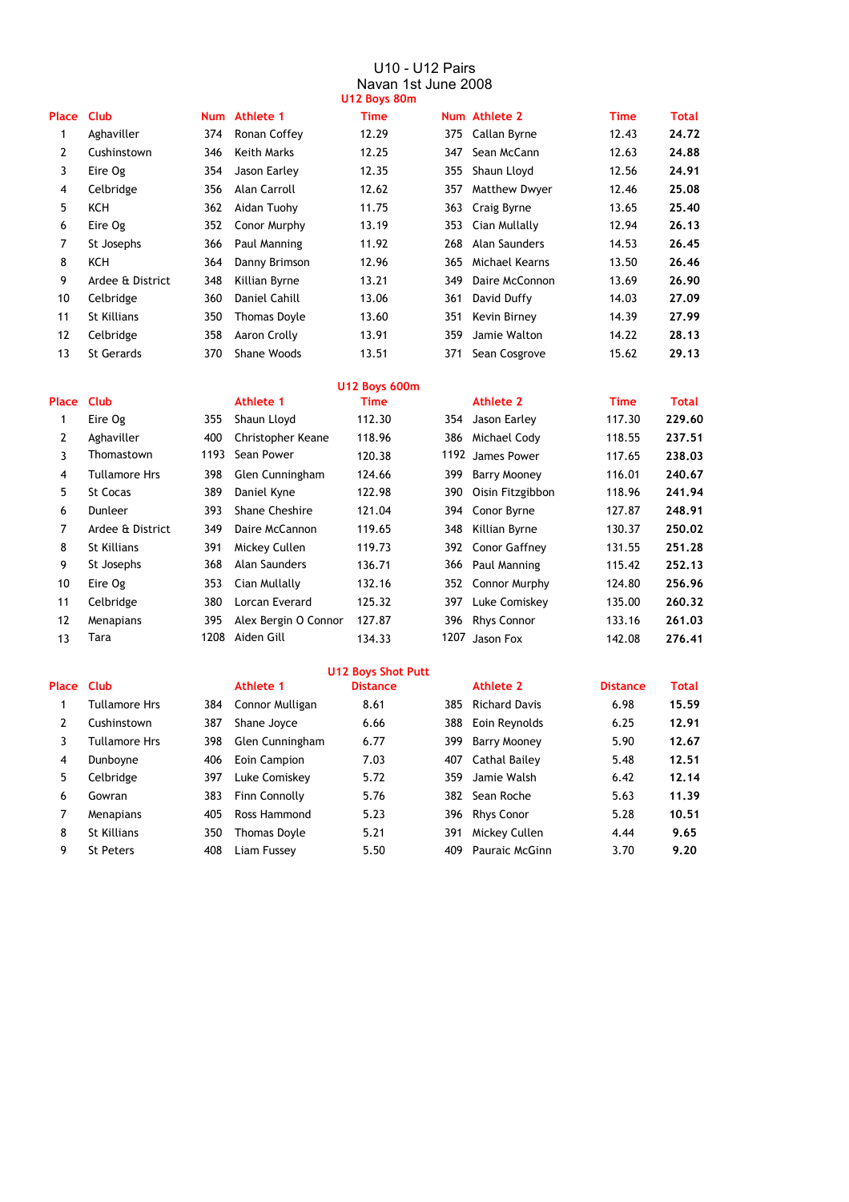# U10 - U12 Pairs

## Navan 1st June 2008

### U12 Boys 80m

| Place | Club | Num | Athlete 1 | Time | Num | Athlete 2 | Time | Total |
|---|---|---|---|---|---|---|---|---|
| 1 | Aghaviller | 374 | Ronan Coffey | 12.29 | 375 | Callan Byrne | 12.43 | **24.72** |
| 2 | Cushinstown | 346 | Keith Marks | 12.25 | 347 | Sean McCann | 12.63 | **24.88** |
| 3 | Eire Og | 354 | Jason Earley | 12.35 | 355 | Shaun Lloyd | 12.56 | **24.91** |
| 4 | Celbridge | 356 | Alan Carroll | 12.62 | 357 | Matthew Dwyer | 12.46 | **25.08** |
| 5 | KCH | 362 | Aidan Tuohy | 11.75 | 363 | Craig Byrne | 13.65 | **25.40** |
| 6 | Eire Og | 352 | Conor Murphy | 13.19 | 353 | Cian Mullally | 12.94 | **26.13** |
| 7 | St Josephs | 366 | Paul Manning | 11.92 | 268 | Alan Saunders | 14.53 | **26.45** |
| 8 | KCH | 364 | Danny Brimson | 12.96 | 365 | Michael Kearns | 13.50 | **26.46** |
| 9 | Ardee & District | 348 | Killian Byrne | 13.21 | 349 | Daire McConnon | 13.69 | **26.90** |
| 10 | Celbridge | 360 | Daniel Cahill | 13.06 | 361 | David Duffy | 14.03 | **27.09** |
| 11 | St Killians | 350 | Thomas Doyle | 13.60 | 351 | Kevin Birney | 14.39 | **27.99** |
| 12 | Celbridge | 358 | Aaron Crolly | 13.91 | 359 | Jamie Walton | 14.22 | **28.13** |
| 13 | St Gerards | 370 | Shane Woods | 13.51 | 371 | Sean Cosgrove | 15.62 | **29.13** |

### U12 Boys 600m

| Place | Club | | Athlete 1 | Time | | Athlete 2 | Time | Total |
|---|---|---|---|---|---|---|---|---|
| 1 | Eire Og | 355 | Shaun Lloyd | 112.30 | 354 | Jason Earley | 117.30 | **229.60** |
| 2 | Aghaviller | 400 | Christopher Keane | 118.96 | 386 | Michael Cody | 118.55 | **237.51** |
| 3 | Thomastown | 1193 | Sean Power | 120.38 | 1192 | James Power | 117.65 | **238.03** |
| 4 | Tullamore Hrs | 398 | Glen Cunningham | 124.66 | 399 | Barry Mooney | 116.01 | **240.67** |
| 5 | St Cocas | 389 | Daniel Kyne | 122.98 | 390 | Oisin Fitzgibbon | 118.96 | **241.94** |
| 6 | Dunleer | 393 | Shane Cheshire | 121.04 | 394 | Conor Byrne | 127.87 | **248.91** |
| 7 | Ardee & District | 349 | Daire McCannon | 119.65 | 348 | Killian Byrne | 130.37 | **250.02** |
| 8 | St Killians | 391 | Mickey Cullen | 119.73 | 392 | Conor Gaffney | 131.55 | **251.28** |
| 9 | St Josephs | 368 | Alan Saunders | 136.71 | 366 | Paul Manning | 115.42 | **252.13** |
| 10 | Eire Og | 353 | Cian Mullally | 132.16 | 352 | Connor Murphy | 124.80 | **256.96** |
| 11 | Celbridge | 380 | Lorcan Everard | 125.32 | 397 | Luke Comiskey | 135.00 | **260.32** |
| 12 | Menapians | 395 | Alex Bergin O Connor | 127.87 | 396 | Rhys Connor | 133.16 | **261.03** |
| 13 | Tara | 1208 | Aiden Gill | 134.33 | 1207 | Jason Fox | 142.08 | **276.41** |

### U12 Boys Shot Putt

| Place | Club | | Athlete 1 | Distance | | Athlete 2 | Distance | Total |
|---|---|---|---|---|---|---|---|---|
| 1 | Tullamore Hrs | 384 | Connor Mulligan | 8.61 | 385 | Richard Davis | 6.98 | **15.59** |
| 2 | Cushinstown | 387 | Shane Joyce | 6.66 | 388 | Eoin Reynolds | 6.25 | **12.91** |
| 3 | Tullamore Hrs | 398 | Glen Cunningham | 6.77 | 399 | Barry Mooney | 5.90 | **12.67** |
| 4 | Dunboyne | 406 | Eoin Campion | 7.03 | 407 | Cathal Bailey | 5.48 | **12.51** |
| 5 | Celbridge | 397 | Luke Comiskey | 5.72 | 359 | Jamie Walsh | 6.42 | **12.14** |
| 6 | Gowran | 383 | Finn Connolly | 5.76 | 382 | Sean Roche | 5.63 | **11.39** |
| 7 | Menapians | 405 | Ross Hammond | 5.23 | 396 | Rhys Conor | 5.28 | **10.51** |
| 8 | St Killians | 350 | Thomas Doyle | 5.21 | 391 | Mickey Cullen | 4.44 | **9.65** |
| 9 | St Peters | 408 | Liam Fussey | 5.50 | 409 | Pauraic McGinn | 3.70 | **9.20** |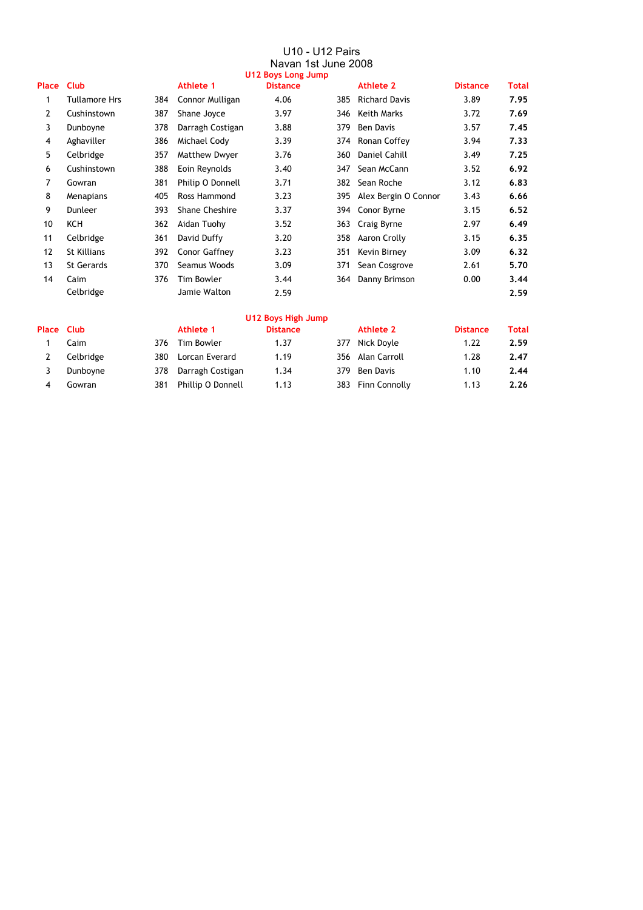# U10 - U12 Pairs

## Navan 1st June 2008

### U12 Boys Long Jump

| Place | Club | | Athlete 1 | Distance | | Athlete 2 | Distance | Total |
|---|---|---|---|---|---|---|---|---|
| 1 | Tullamore Hrs | 384 | Connor Mulligan | 4.06 | 385 | Richard Davis | 3.89 | **7.95** |
| 2 | Cushinstown | 387 | Shane Joyce | 3.97 | 346 | Keith Marks | 3.72 | **7.69** |
| 3 | Dunboyne | 378 | Darragh Costigan | 3.88 | 379 | Ben Davis | 3.57 | **7.45** |
| 4 | Aghaviller | 386 | Michael Cody | 3.39 | 374 | Ronan Coffey | 3.94 | **7.33** |
| 5 | Celbridge | 357 | Matthew Dwyer | 3.76 | 360 | Daniel Cahill | 3.49 | **7.25** |
| 6 | Cushinstown | 388 | Eoin Reynolds | 3.40 | 347 | Sean McCann | 3.52 | **6.92** |
| 7 | Gowran | 381 | Philip O Donnell | 3.71 | 382 | Sean Roche | 3.12 | **6.83** |
| 8 | Menapians | 405 | Ross Hammond | 3.23 | 395 | Alex Bergin O Connor | 3.43 | **6.66** |
| 9 | Dunleer | 393 | Shane Cheshire | 3.37 | 394 | Conor Byrne | 3.15 | **6.52** |
| 10 | KCH | 362 | Aidan Tuohy | 3.52 | 363 | Craig Byrne | 2.97 | **6.49** |
| 11 | Celbridge | 361 | David Duffy | 3.20 | 358 | Aaron Crolly | 3.15 | **6.35** |
| 12 | St Killians | 392 | Conor Gaffney | 3.23 | 351 | Kevin Birney | 3.09 | **6.32** |
| 13 | St Gerards | 370 | Seamus Woods | 3.09 | 371 | Sean Cosgrove | 2.61 | **5.70** |
| 14 | Caim | 376 | Tim Bowler | 3.44 | 364 | Danny Brimson | 0.00 | **3.44** |
| | Celbridge | | Jamie Walton | 2.59 | | | | **2.59** |

### U12 Boys High Jump

| Place | Club | | Athlete 1 | Distance | | Athlete 2 | Distance | Total |
|---|---|---|---|---|---|---|---|---|
| 1 | Caim | 376 | Tim Bowler | 1.37 | 377 | Nick Doyle | 1.22 | **2.59** |
| 2 | Celbridge | 380 | Lorcan Everard | 1.19 | 356 | Alan Carroll | 1.28 | **2.47** |
| 3 | Dunboyne | 378 | Darragh Costigan | 1.34 | 379 | Ben Davis | 1.10 | **2.44** |
| 4 | Gowran | 381 | Phillip O Donnell | 1.13 | 383 | Finn Connolly | 1.13 | **2.26** |